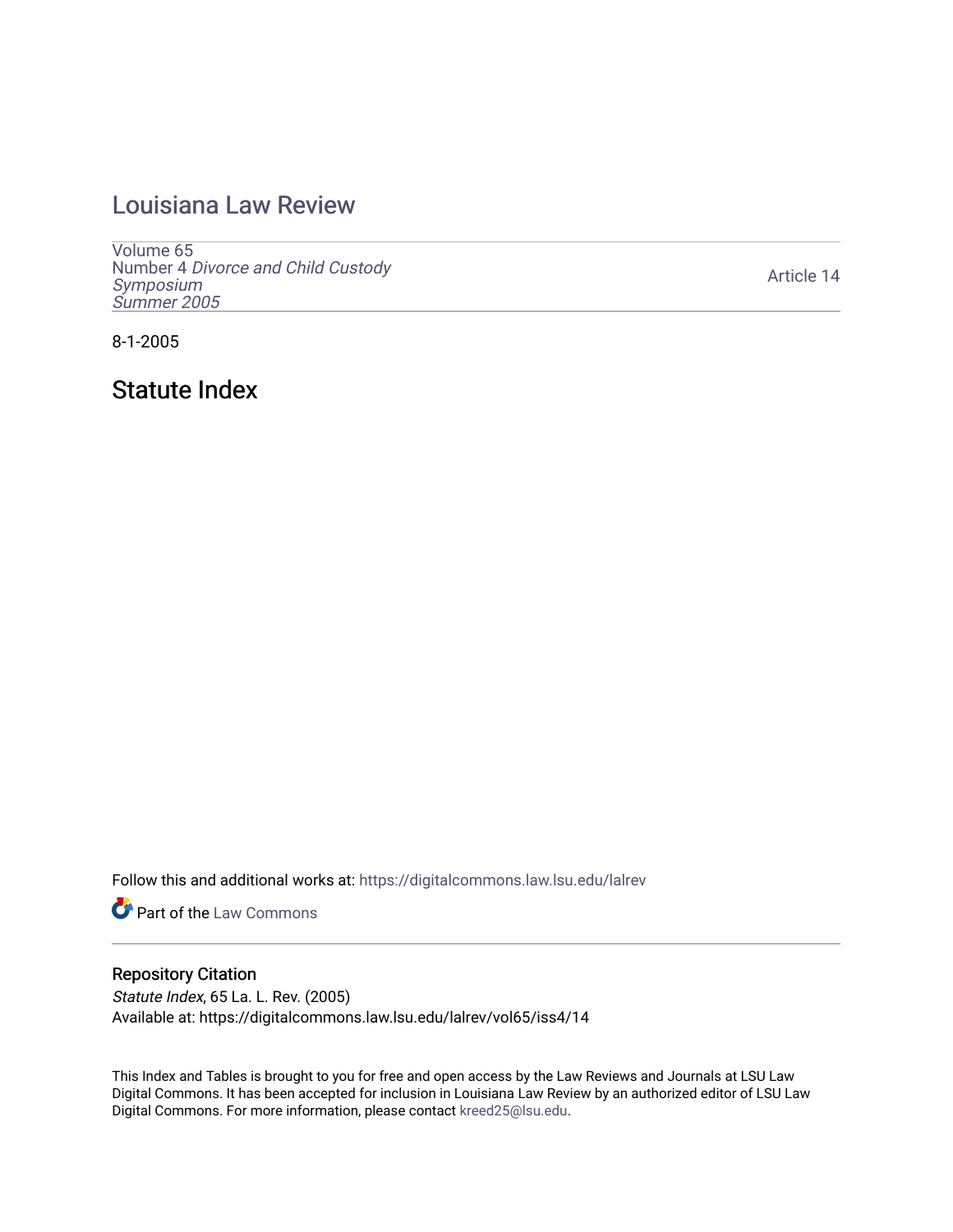# Louisiana Law Review

Volume 65
Number 4 *Divorce and Child Custody Symposium*
*Summer 2005*

Article 14

8-1-2005

## Statute Index

Follow this and additional works at: https://digitalcommons.law.lsu.edu/lalrev

Part of the Law Commons

### Repository Citation

*Statute Index*, 65 La. L. Rev. (2005)
Available at: https://digitalcommons.law.lsu.edu/lalrev/vol65/iss4/14

This Index and Tables is brought to you for free and open access by the Law Reviews and Journals at LSU Law Digital Commons. It has been accepted for inclusion in Louisiana Law Review by an authorized editor of LSU Law Digital Commons. For more information, please contact kreed25@lsu.edu.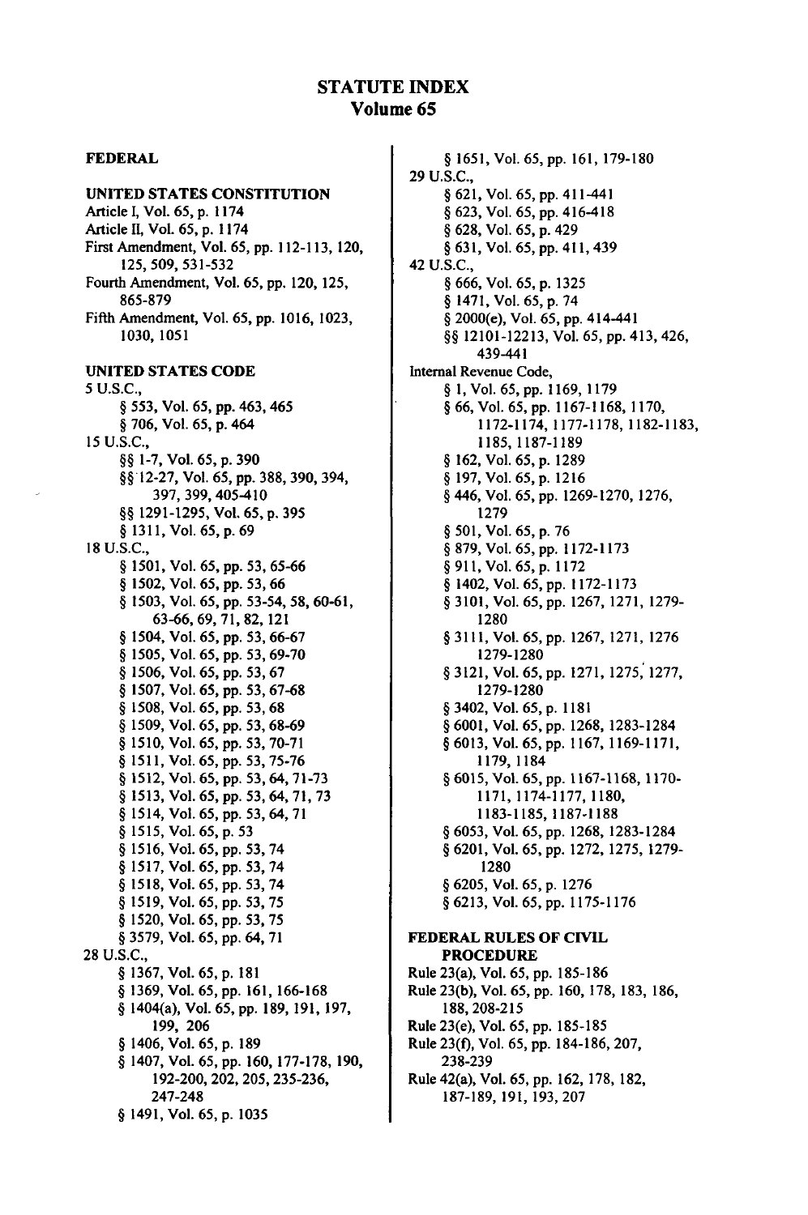# STATUTE INDEX
## Volume 65

### FEDERAL

### UNITED STATES CONSTITUTION

Article I, Vol. 65, p. 1174
Article II, Vol. 65, p. 1174
First Amendment, Vol. 65, pp. 112-113, 120, 125, 509, 531-532
Fourth Amendment, Vol. 65, pp. 120, 125, 865-879
Fifth Amendment, Vol. 65, pp. 1016, 1023, 1030, 1051

### UNITED STATES CODE

5 U.S.C.,
- § 553, Vol. 65, pp. 463, 465
- § 706, Vol. 65, p. 464

15 U.S.C.,
- §§ 1-7, Vol. 65, p. 390
- §§ 12-27, Vol. 65, pp. 388, 390, 394, 397, 399, 405-410
- §§ 1291-1295, Vol. 65, p. 395
- § 1311, Vol. 65, p. 69

18 U.S.C.,
- § 1501, Vol. 65, pp. 53, 65-66
- § 1502, Vol. 65, pp. 53, 66
- § 1503, Vol. 65, pp. 53-54, 58, 60-61, 63-66, 69, 71, 82, 121
- § 1504, Vol. 65, pp. 53, 66-67
- § 1505, Vol. 65, pp. 53, 69-70
- § 1506, Vol. 65, pp. 53, 67
- § 1507, Vol. 65, pp. 53, 67-68
- § 1508, Vol. 65, pp. 53, 68
- § 1509, Vol. 65, pp. 53, 68-69
- § 1510, Vol. 65, pp. 53, 70-71
- § 1511, Vol. 65, pp. 53, 75-76
- § 1512, Vol. 65, pp. 53, 64, 71-73
- § 1513, Vol. 65, pp. 53, 64, 71, 73
- § 1514, Vol. 65, pp. 53, 64, 71
- § 1515, Vol. 65, p. 53
- § 1516, Vol. 65, pp. 53, 74
- § 1517, Vol. 65, pp. 53, 74
- § 1518, Vol. 65, pp. 53, 74
- § 1519, Vol. 65, pp. 53, 75
- § 1520, Vol. 65, pp. 53, 75
- § 3579, Vol. 65, pp. 64, 71

28 U.S.C.,
- § 1367, Vol. 65, p. 181
- § 1369, Vol. 65, pp. 161, 166-168
- § 1404(a), Vol. 65, pp. 189, 191, 197, 199, 206
- § 1406, Vol. 65, p. 189
- § 1407, Vol. 65, pp. 160, 177-178, 190, 192-200, 202, 205, 235-236, 247-248
- § 1491, Vol. 65, p. 1035
- § 1651, Vol. 65, pp. 161, 179-180

29 U.S.C.,
- § 621, Vol. 65, pp. 411-441
- § 623, Vol. 65, pp. 416-418
- § 628, Vol. 65, p. 429
- § 631, Vol. 65, pp. 411, 439

42 U.S.C.,
- § 666, Vol. 65, p. 1325
- § 1471, Vol. 65, p. 74
- § 2000(e), Vol. 65, pp. 414-441
- §§ 12101-12213, Vol. 65, pp. 413, 426, 439-441

Internal Revenue Code,
- § 1, Vol. 65, pp. 1169, 1179
- § 66, Vol. 65, pp. 1167-1168, 1170, 1172-1174, 1177-1178, 1182-1183, 1185, 1187-1189
- § 162, Vol. 65, p. 1289
- § 197, Vol. 65, p. 1216
- § 446, Vol. 65, pp. 1269-1270, 1276, 1279
- § 501, Vol. 65, p. 76
- § 879, Vol. 65, pp. 1172-1173
- § 911, Vol. 65, p. 1172
- § 1402, Vol. 65, pp. 1172-1173
- § 3101, Vol. 65, pp. 1267, 1271, 1279-1280
- § 3111, Vol. 65, pp. 1267, 1271, 1276 1279-1280
- § 3121, Vol. 65, pp. 1271, 1275, 1277, 1279-1280
- § 3402, Vol. 65, p. 1181
- § 6001, Vol. 65, pp. 1268, 1283-1284
- § 6013, Vol. 65, pp. 1167, 1169-1171, 1179, 1184
- § 6015, Vol. 65, pp. 1167-1168, 1170-1171, 1174-1177, 1180, 1183-1185, 1187-1188
- § 6053, Vol. 65, pp. 1268, 1283-1284
- § 6201, Vol. 65, pp. 1272, 1275, 1279-1280
- § 6205, Vol. 65, p. 1276
- § 6213, Vol. 65, pp. 1175-1176

### FEDERAL RULES OF CIVIL PROCEDURE

Rule 23(a), Vol. 65, pp. 185-186
Rule 23(b), Vol. 65, pp. 160, 178, 183, 186, 188, 208-215
Rule 23(e), Vol. 65, pp. 185-185
Rule 23(f), Vol. 65, pp. 184-186, 207, 238-239
Rule 42(a), Vol. 65, pp. 162, 178, 182, 187-189, 191, 193, 207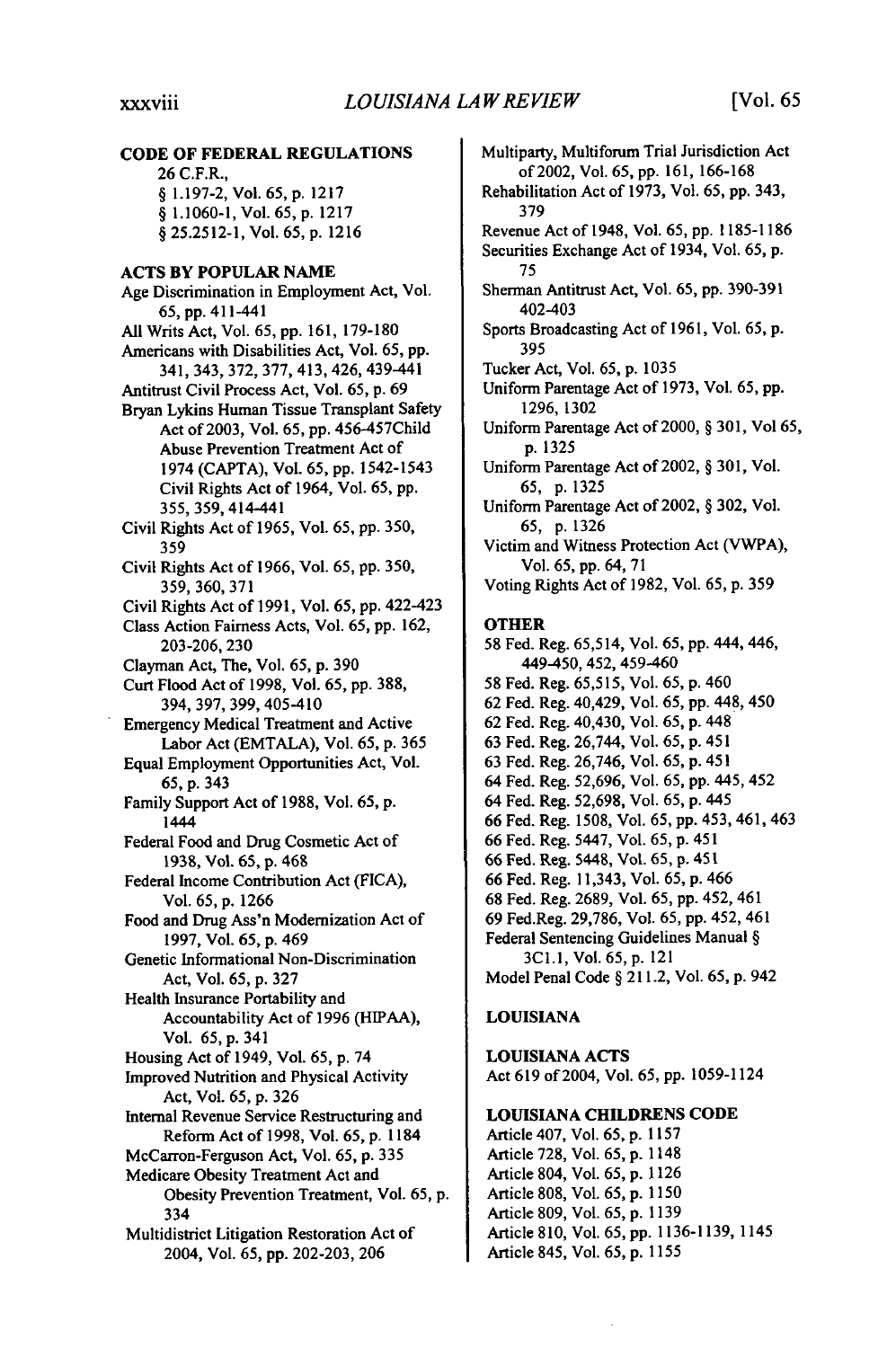### CODE OF FEDERAL REGULATIONS

26 C.F.R.,
- § 1.197-2, Vol. 65, p. 1217
- § 1.1060-1, Vol. 65, p. 1217
- § 25.2512-1, Vol. 65, p. 1216

### ACTS BY POPULAR NAME

Age Discrimination in Employment Act, Vol. 65, pp. 411-441
All Writs Act, Vol. 65, pp. 161, 179-180
Americans with Disabilities Act, Vol. 65, pp. 341, 343, 372, 377, 413, 426, 439-441
Antitrust Civil Process Act, Vol. 65, p. 69
Bryan Lykins Human Tissue Transplant Safety Act of 2003, Vol. 65, pp. 456-457Child Abuse Prevention Treatment Act of 1974 (CAPTA), Vol. 65, pp. 1542-1543 Civil Rights Act of 1964, Vol. 65, pp. 355, 359, 414-441
Civil Rights Act of 1965, Vol. 65, pp. 350, 359
Civil Rights Act of 1966, Vol. 65, pp. 350, 359, 360, 371
Civil Rights Act of 1991, Vol. 65, pp. 422-423
Class Action Fairness Acts, Vol. 65, pp. 162, 203-206, 230
Clayman Act, The, Vol. 65, p. 390
Curt Flood Act of 1998, Vol. 65, pp. 388, 394, 397, 399, 405-410
Emergency Medical Treatment and Active Labor Act (EMTALA), Vol. 65, p. 365
Equal Employment Opportunities Act, Vol. 65, p. 343
Family Support Act of 1988, Vol. 65, p. 1444
Federal Food and Drug Cosmetic Act of 1938, Vol. 65, p. 468
Federal Income Contribution Act (FICA), Vol. 65, p. 1266
Food and Drug Ass'n Modernization Act of 1997, Vol. 65, p. 469
Genetic Informational Non-Discrimination Act, Vol. 65, p. 327
Health Insurance Portability and Accountability Act of 1996 (HIPAA), Vol. 65, p. 341
Housing Act of 1949, Vol. 65, p. 74
Improved Nutrition and Physical Activity Act, Vol. 65, p. 326
Internal Revenue Service Restructuring and Reform Act of 1998, Vol. 65, p. 1184
McCarron-Ferguson Act, Vol. 65, p. 335
Medicare Obesity Treatment Act and Obesity Prevention Treatment, Vol. 65, p. 334
Multidistrict Litigation Restoration Act of 2004, Vol. 65, pp. 202-203, 206
Multiparty, Multiforum Trial Jurisdiction Act of 2002, Vol. 65, pp. 161, 166-168
Rehabilitation Act of 1973, Vol. 65, pp. 343, 379
Revenue Act of 1948, Vol. 65, pp. 1185-1186
Securities Exchange Act of 1934, Vol. 65, p. 75
Sherman Antitrust Act, Vol. 65, pp. 390-391 402-403
Sports Broadcasting Act of 1961, Vol. 65, p. 395
Tucker Act, Vol. 65, p. 1035
Uniform Parentage Act of 1973, Vol. 65, pp. 1296, 1302
Uniform Parentage Act of 2000, § 301, Vol 65, p. 1325
Uniform Parentage Act of 2002, § 301, Vol. 65, p. 1325
Uniform Parentage Act of 2002, § 302, Vol. 65, p. 1326
Victim and Witness Protection Act (VWPA), Vol. 65, pp. 64, 71
Voting Rights Act of 1982, Vol. 65, p. 359

### OTHER

58 Fed. Reg. 65,514, Vol. 65, pp. 444, 446, 449-450, 452, 459-460
58 Fed. Reg. 65,515, Vol. 65, p. 460
62 Fed. Reg. 40,429, Vol. 65, pp. 448, 450
62 Fed. Reg. 40,430, Vol. 65, p. 448
63 Fed. Reg. 26,744, Vol. 65, p. 451
63 Fed. Reg. 26,746, Vol. 65, p. 451
64 Fed. Reg. 52,696, Vol. 65, pp. 445, 452
64 Fed. Reg. 52,698, Vol. 65, p. 445
66 Fed. Reg. 1508, Vol. 65, pp. 453, 461, 463
66 Fed. Reg. 5447, Vol. 65, p. 451
66 Fed. Reg. 5448, Vol. 65, p. 451
66 Fed. Reg. 11,343, Vol. 65, p. 466
68 Fed. Reg. 2689, Vol. 65, pp. 452, 461
69 Fed.Reg. 29,786, Vol. 65, pp. 452, 461
Federal Sentencing Guidelines Manual § 3C1.1, Vol. 65, p. 121
Model Penal Code § 211.2, Vol. 65, p. 942

## LOUISIANA

### LOUISIANA ACTS

Act 619 of 2004, Vol. 65, pp. 1059-1124

### LOUISIANA CHILDRENS CODE

Article 407, Vol. 65, p. 1157
Article 728, Vol. 65, p. 1148
Article 804, Vol. 65, p. 1126
Article 808, Vol. 65, p. 1150
Article 809, Vol. 65, p. 1139
Article 810, Vol. 65, pp. 1136-1139, 1145
Article 845, Vol. 65, p. 1155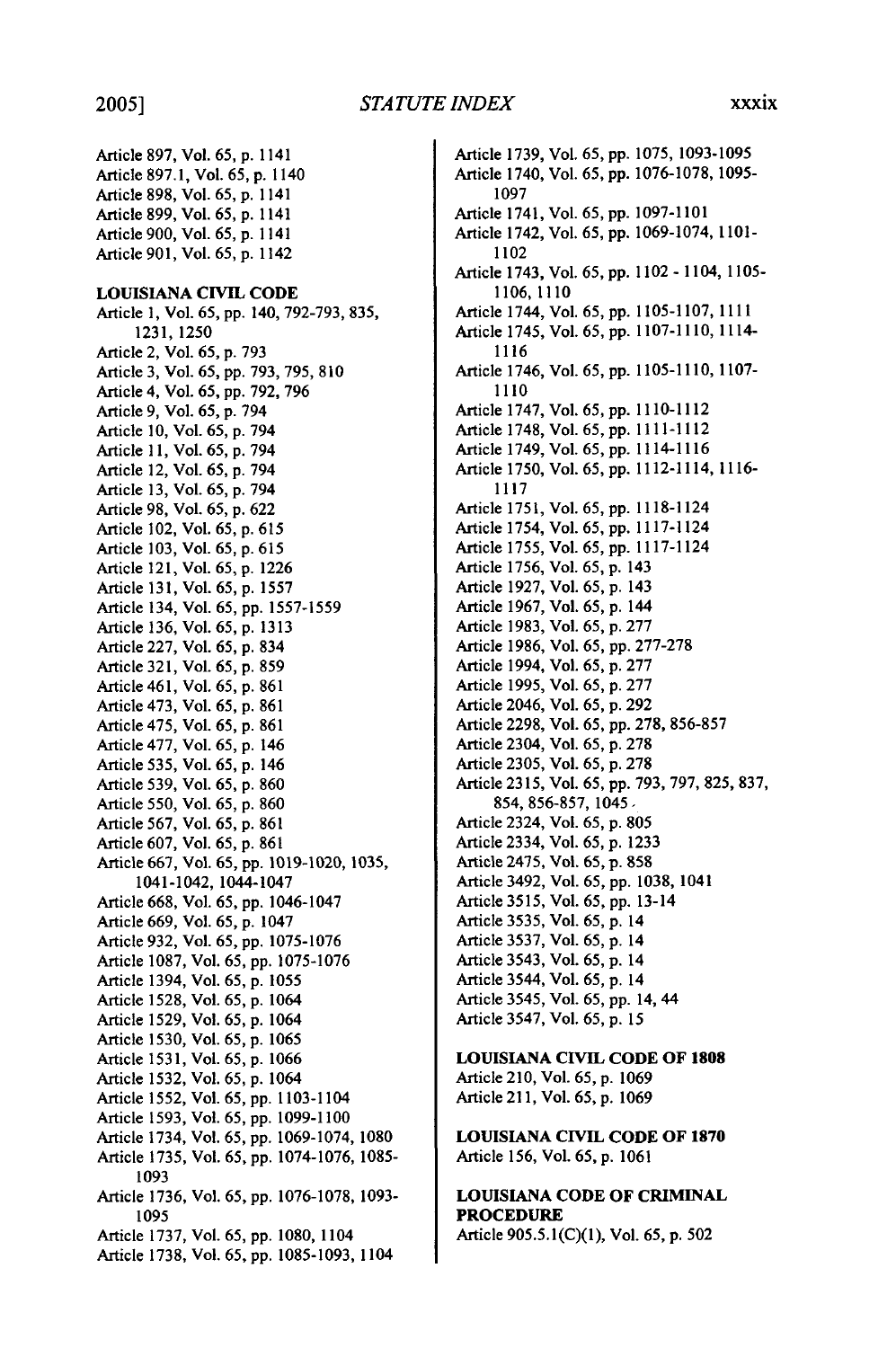Article 897, Vol. 65, p. 1141
Article 897.1, Vol. 65, p. 1140
Article 898, Vol. 65, p. 1141
Article 899, Vol. 65, p. 1141
Article 900, Vol. 65, p. 1141
Article 901, Vol. 65, p. 1142

**LOUISIANA CIVIL CODE**

Article 1, Vol. 65, pp. 140, 792-793, 835, 1231, 1250
Article 2, Vol. 65, p. 793
Article 3, Vol. 65, pp. 793, 795, 810
Article 4, Vol. 65, pp. 792, 796
Article 9, Vol. 65, p. 794
Article 10, Vol. 65, p. 794
Article 11, Vol. 65, p. 794
Article 12, Vol. 65, p. 794
Article 13, Vol. 65, p. 794
Article 98, Vol. 65, p. 622
Article 102, Vol. 65, p. 615
Article 103, Vol. 65, p. 615
Article 121, Vol. 65, p. 1226
Article 131, Vol. 65, p. 1557
Article 134, Vol. 65, pp. 1557-1559
Article 136, Vol. 65, p. 1313
Article 227, Vol. 65, p. 834
Article 321, Vol. 65, p. 859
Article 461, Vol. 65, p. 861
Article 473, Vol. 65, p. 861
Article 475, Vol. 65, p. 861
Article 477, Vol. 65, p. 146
Article 535, Vol. 65, p. 146
Article 539, Vol. 65, p. 860
Article 550, Vol. 65, p. 860
Article 567, Vol. 65, p. 861
Article 607, Vol. 65, p. 861
Article 667, Vol. 65, pp. 1019-1020, 1035, 1041-1042, 1044-1047
Article 668, Vol. 65, pp. 1046-1047
Article 669, Vol. 65, p. 1047
Article 932, Vol. 65, pp. 1075-1076
Article 1087, Vol. 65, pp. 1075-1076
Article 1394, Vol. 65, p. 1055
Article 1528, Vol. 65, p. 1064
Article 1529, Vol. 65, p. 1064
Article 1530, Vol. 65, p. 1065
Article 1531, Vol. 65, p. 1066
Article 1532, Vol. 65, p. 1064
Article 1552, Vol. 65, pp. 1103-1104
Article 1593, Vol. 65, pp. 1099-1100
Article 1734, Vol. 65, pp. 1069-1074, 1080
Article 1735, Vol. 65, pp. 1074-1076, 1085-1093
Article 1736, Vol. 65, pp. 1076-1078, 1093-1095
Article 1737, Vol. 65, pp. 1080, 1104
Article 1738, Vol. 65, pp. 1085-1093, 1104
Article 1739, Vol. 65, pp. 1075, 1093-1095
Article 1740, Vol. 65, pp. 1076-1078, 1095-1097
Article 1741, Vol. 65, pp. 1097-1101
Article 1742, Vol. 65, pp. 1069-1074, 1101-1102
Article 1743, Vol. 65, pp. 1102 - 1104, 1105-1106, 1110
Article 1744, Vol. 65, pp. 1105-1107, 1111
Article 1745, Vol. 65, pp. 1107-1110, 1114-1116
Article 1746, Vol. 65, pp. 1105-1110, 1107-1110
Article 1747, Vol. 65, pp. 1110-1112
Article 1748, Vol. 65, pp. 1111-1112
Article 1749, Vol. 65, pp. 1114-1116
Article 1750, Vol. 65, pp. 1112-1114, 1116-1117
Article 1751, Vol. 65, pp. 1118-1124
Article 1754, Vol. 65, pp. 1117-1124
Article 1755, Vol. 65, pp. 1117-1124
Article 1756, Vol. 65, p. 143
Article 1927, Vol. 65, p. 143
Article 1967, Vol. 65, p. 144
Article 1983, Vol. 65, p. 277
Article 1986, Vol. 65, pp. 277-278
Article 1994, Vol. 65, p. 277
Article 1995, Vol. 65, p. 277
Article 2046, Vol. 65, p. 292
Article 2298, Vol. 65, pp. 278, 856-857
Article 2304, Vol. 65, p. 278
Article 2305, Vol. 65, p. 278
Article 2315, Vol. 65, pp. 793, 797, 825, 837, 854, 856-857, 1045
Article 2324, Vol. 65, p. 805
Article 2334, Vol. 65, p. 1233
Article 2475, Vol. 65, p. 858
Article 3492, Vol. 65, pp. 1038, 1041
Article 3515, Vol. 65, pp. 13-14
Article 3535, Vol. 65, p. 14
Article 3537, Vol. 65, p. 14
Article 3543, Vol. 65, p. 14
Article 3544, Vol. 65, p. 14
Article 3545, Vol. 65, pp. 14, 44
Article 3547, Vol. 65, p. 15

**LOUISIANA CIVIL CODE OF 1808**

Article 210, Vol. 65, p. 1069
Article 211, Vol. 65, p. 1069

**LOUISIANA CIVIL CODE OF 1870**

Article 156, Vol. 65, p. 1061

**LOUISIANA CODE OF CRIMINAL PROCEDURE**

Article 905.5.1(C)(1), Vol. 65, p. 502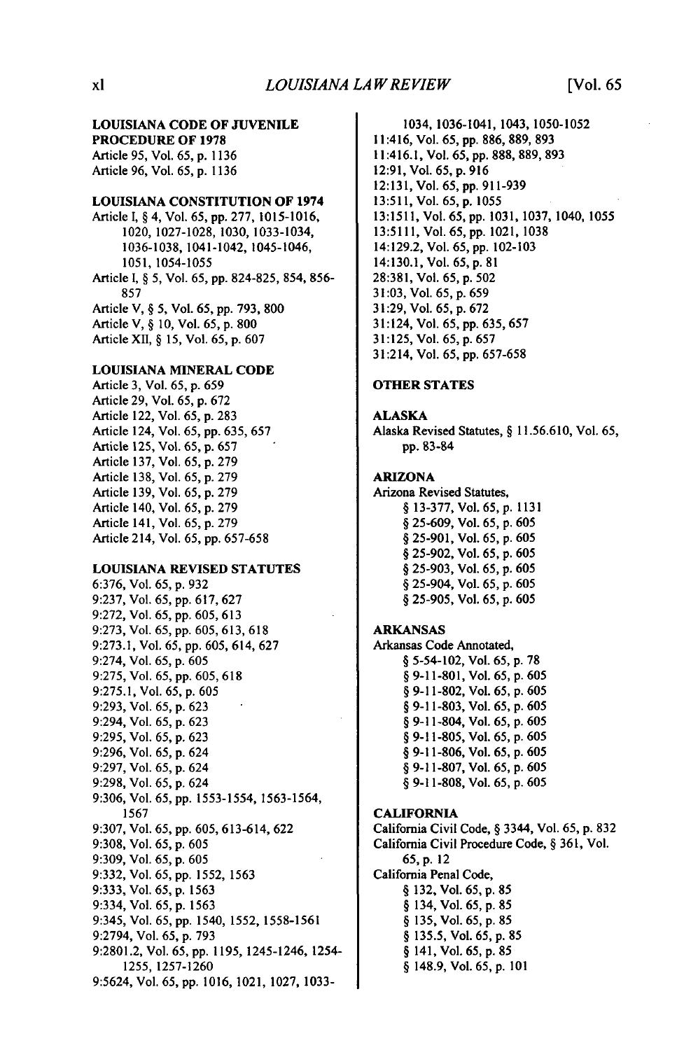**LOUISIANA CODE OF JUVENILE PROCEDURE OF 1978**

Article 95, Vol. 65, p. 1136
Article 96, Vol. 65, p. 1136

**LOUISIANA CONSTITUTION OF 1974**

Article I, § 4, Vol. 65, pp. 277, 1015-1016, 1020, 1027-1028, 1030, 1033-1034, 1036-1038, 1041-1042, 1045-1046, 1051, 1054-1055
Article I, § 5, Vol. 65, pp. 824-825, 854, 856-857
Article V, § 5, Vol. 65, pp. 793, 800
Article V, § 10, Vol. 65, p. 800
Article XII, § 15, Vol. 65, p. 607

**LOUISIANA MINERAL CODE**

Article 3, Vol. 65, p. 659
Article 29, Vol. 65, p. 672
Article 122, Vol. 65, p. 283
Article 124, Vol. 65, pp. 635, 657
Article 125, Vol. 65, p. 657
Article 137, Vol. 65, p. 279
Article 138, Vol. 65, p. 279
Article 139, Vol. 65, p. 279
Article 140, Vol. 65, p. 279
Article 141, Vol. 65, p. 279
Article 214, Vol. 65, pp. 657-658

**LOUISIANA REVISED STATUTES**

6:376, Vol. 65, p. 932
9:237, Vol. 65, pp. 617, 627
9:272, Vol. 65, pp. 605, 613
9:273, Vol. 65, pp. 605, 613, 618
9:273.1, Vol. 65, pp. 605, 614, 627
9:274, Vol. 65, p. 605
9:275, Vol. 65, pp. 605, 618
9:275.1, Vol. 65, p. 605
9:293, Vol. 65, p. 623
9:294, Vol. 65, p. 623
9:295, Vol. 65, p. 623
9:296, Vol. 65, p. 624
9:297, Vol. 65, p. 624
9:298, Vol. 65, p. 624
9:306, Vol. 65, pp. 1553-1554, 1563-1564, 1567
9:307, Vol. 65, pp. 605, 613-614, 622
9:308, Vol. 65, p. 605
9:309, Vol. 65, p. 605
9:332, Vol. 65, pp. 1552, 1563
9:333, Vol. 65, p. 1563
9:334, Vol. 65, p. 1563
9:345, Vol. 65, pp. 1540, 1552, 1558-1561
9:2794, Vol. 65, p. 793
9:2801.2, Vol. 65, pp. 1195, 1245-1246, 1254-1255, 1257-1260
9:5624, Vol. 65, pp. 1016, 1021, 1027, 1033-1034, 1036-1041, 1043, 1050-1052
11:416, Vol. 65, pp. 886, 889, 893
11:416.1, Vol. 65, pp. 888, 889, 893
12:91, Vol. 65, p. 916
12:131, Vol. 65, pp. 911-939
13:511, Vol. 65, p. 1055
13:1511, Vol. 65, pp. 1031, 1037, 1040, 1055
13:5111, Vol. 65, pp. 1021, 1038
14:129.2, Vol. 65, pp. 102-103
14:130.1, Vol. 65, p. 81
28:381, Vol. 65, p. 502
31:03, Vol. 65, p. 659
31:29, Vol. 65, p. 672
31:124, Vol. 65, pp. 635, 657
31:125, Vol. 65, p. 657
31:214, Vol. 65, pp. 657-658

**OTHER STATES**

**ALASKA**

Alaska Revised Statutes, § 11.56.610, Vol. 65, pp. 83-84

**ARIZONA**

Arizona Revised Statutes,
- § 13-377, Vol. 65, p. 1131
- § 25-609, Vol. 65, p. 605
- § 25-901, Vol. 65, p. 605
- § 25-902, Vol. 65, p. 605
- § 25-903, Vol. 65, p. 605
- § 25-904, Vol. 65, p. 605
- § 25-905, Vol. 65, p. 605

**ARKANSAS**

Arkansas Code Annotated,
- § 5-54-102, Vol. 65, p. 78
- § 9-11-801, Vol. 65, p. 605
- § 9-11-802, Vol. 65, p. 605
- § 9-11-803, Vol. 65, p. 605
- § 9-11-804, Vol. 65, p. 605
- § 9-11-805, Vol. 65, p. 605
- § 9-11-806, Vol. 65, p. 605
- § 9-11-807, Vol. 65, p. 605
- § 9-11-808, Vol. 65, p. 605

**CALIFORNIA**

California Civil Code, § 3344, Vol. 65, p. 832
California Civil Procedure Code, § 361, Vol. 65, p. 12
California Penal Code,
- § 132, Vol. 65, p. 85
- § 134, Vol. 65, p. 85
- § 135, Vol. 65, p. 85
- § 135.5, Vol. 65, p. 85
- § 141, Vol. 65, p. 85
- § 148.9, Vol. 65, p. 101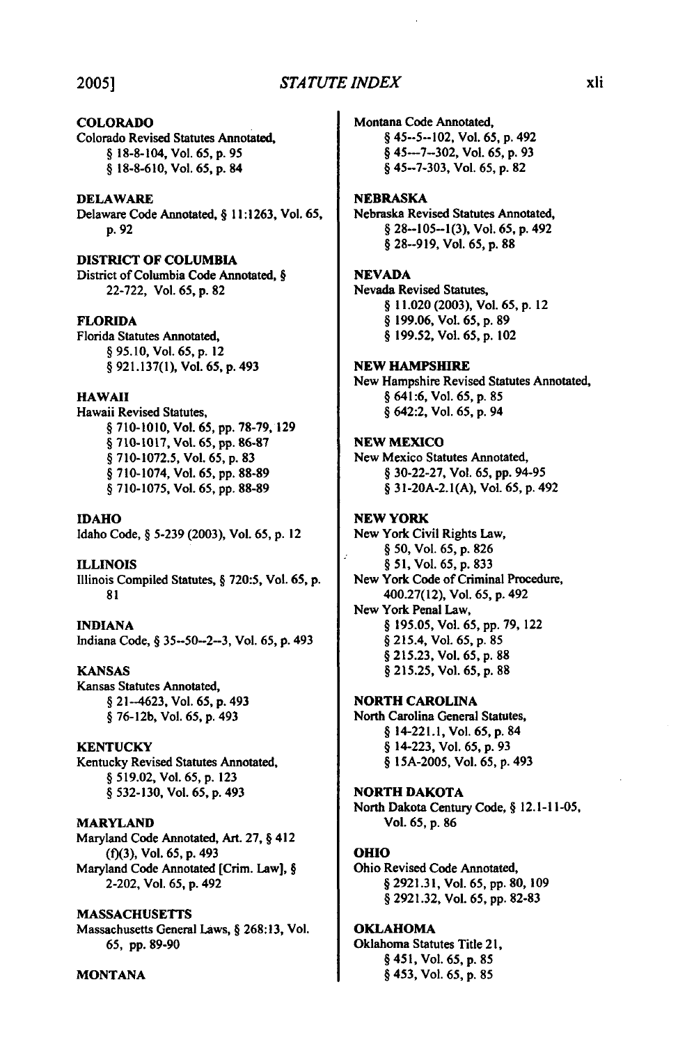**COLORADO**
Colorado Revised Statutes Annotated,
§ 18-8-104, Vol. 65, p. 95
§ 18-8-610, Vol. 65, p. 84

**DELAWARE**
Delaware Code Annotated, § 11:1263, Vol. 65, p. 92

**DISTRICT OF COLUMBIA**
District of Columbia Code Annotated, § 22-722, Vol. 65, p. 82

**FLORIDA**
Florida Statutes Annotated,
§ 95.10, Vol. 65, p. 12
§ 921.137(1), Vol. 65, p. 493

**HAWAII**
Hawaii Revised Statutes,
§ 710-1010, Vol. 65, pp. 78-79, 129
§ 710-1017, Vol. 65, pp. 86-87
§ 710-1072.5, Vol. 65, p. 83
§ 710-1074, Vol. 65, pp. 88-89
§ 710-1075, Vol. 65, pp. 88-89

**IDAHO**
Idaho Code, § 5-239 (2003), Vol. 65, p. 12

**ILLINOIS**
Illinois Compiled Statutes, § 720:5, Vol. 65, p. 81

**INDIANA**
Indiana Code, § 35--50--2--3, Vol. 65, p. 493

**KANSAS**
Kansas Statutes Annotated,
§ 21--4623, Vol. 65, p. 493
§ 76-12b, Vol. 65, p. 493

**KENTUCKY**
Kentucky Revised Statutes Annotated,
§ 519.02, Vol. 65, p. 123
§ 532-130, Vol. 65, p. 493

**MARYLAND**
Maryland Code Annotated, Art. 27, § 412 (f)(3), Vol. 65, p. 493
Maryland Code Annotated [Crim. Law], § 2-202, Vol. 65, p. 492

**MASSACHUSETTS**
Massachusetts General Laws, § 268:13, Vol. 65, pp. 89-90

**MONTANA**
Montana Code Annotated,
§ 45--5--102, Vol. 65, p. 492
§ 45---7--302, Vol. 65, p. 93
§ 45--7-303, Vol. 65, p. 82

**NEBRASKA**
Nebraska Revised Statutes Annotated,
§ 28--105--1(3), Vol. 65, p. 492
§ 28--919, Vol. 65, p. 88

**NEVADA**
Nevada Revised Statutes,
§ 11.020 (2003), Vol. 65, p. 12
§ 199.06, Vol. 65, p. 89
§ 199.52, Vol. 65, p. 102

**NEW HAMPSHIRE**
New Hampshire Revised Statutes Annotated,
§ 641:6, Vol. 65, p. 85
§ 642:2, Vol. 65, p. 94

**NEW MEXICO**
New Mexico Statutes Annotated,
§ 30-22-27, Vol. 65, pp. 94-95
§ 31-20A-2.1(A), Vol. 65, p. 492

**NEW YORK**
New York Civil Rights Law,
§ 50, Vol. 65, p. 826
§ 51, Vol. 65, p. 833
New York Code of Criminal Procedure, 400.27(12), Vol. 65, p. 492
New York Penal Law,
§ 195.05, Vol. 65, pp. 79, 122
§ 215.4, Vol. 65, p. 85
§ 215.23, Vol. 65, p. 88
§ 215.25, Vol. 65, p. 88

**NORTH CAROLINA**
North Carolina General Statutes,
§ 14-221.1, Vol. 65, p. 84
§ 14-223, Vol. 65, p. 93
§ 15A-2005, Vol. 65, p. 493

**NORTH DAKOTA**
North Dakota Century Code, § 12.1-11-05, Vol. 65, p. 86

**OHIO**
Ohio Revised Code Annotated,
§ 2921.31, Vol. 65, pp. 80, 109
§ 2921.32, Vol. 65, pp. 82-83

**OKLAHOMA**
Oklahoma Statutes Title 21,
§ 451, Vol. 65, p. 85
§ 453, Vol. 65, p. 85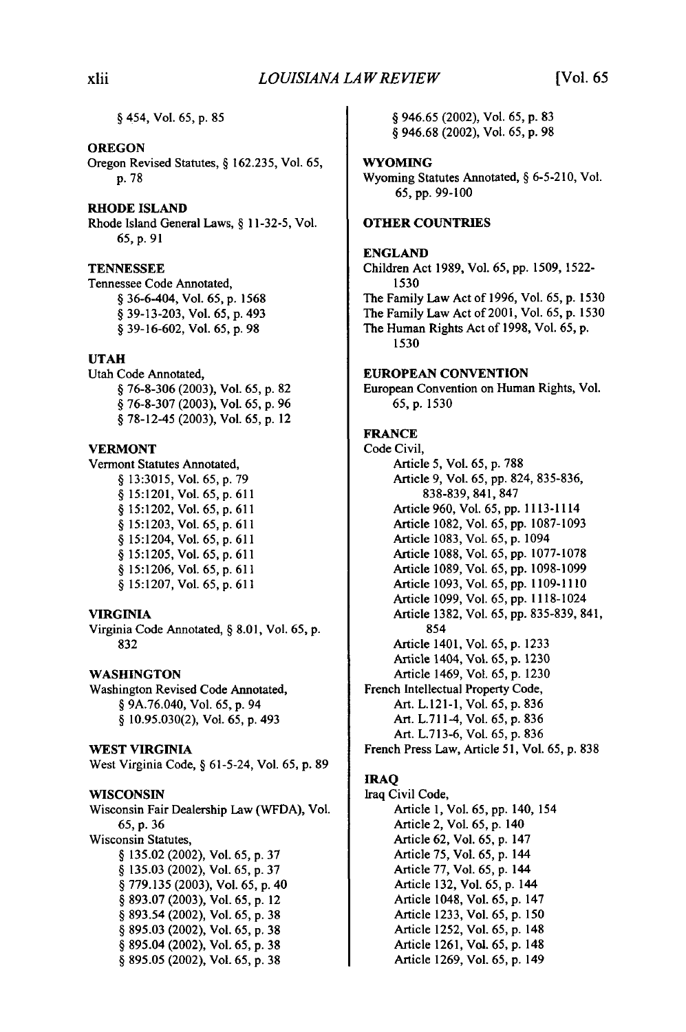§ 454, Vol. 65, p. 85

**OREGON**

Oregon Revised Statutes, § 162.235, Vol. 65, p. 78

**RHODE ISLAND**

Rhode Island General Laws, § 11-32-5, Vol. 65, p. 91

**TENNESSEE**

Tennessee Code Annotated,
- § 36-6-404, Vol. 65, p. 1568
- § 39-13-203, Vol. 65, p. 493
- § 39-16-602, Vol. 65, p. 98

**UTAH**

Utah Code Annotated,
- § 76-8-306 (2003), Vol. 65, p. 82
- § 76-8-307 (2003), Vol. 65, p. 96
- § 78-12-45 (2003), Vol. 65, p. 12

**VERMONT**

Vermont Statutes Annotated,
- § 13:3015, Vol. 65, p. 79
- § 15:1201, Vol. 65, p. 611
- § 15:1202, Vol. 65, p. 611
- § 15:1203, Vol. 65, p. 611
- § 15:1204, Vol. 65, p. 611
- § 15:1205, Vol. 65, p. 611
- § 15:1206, Vol. 65, p. 611
- § 15:1207, Vol. 65, p. 611

**VIRGINIA**

Virginia Code Annotated, § 8.01, Vol. 65, p. 832

**WASHINGTON**

Washington Revised Code Annotated,
- § 9A.76.040, Vol. 65, p. 94
- § 10.95.030(2), Vol. 65, p. 493

**WEST VIRGINIA**

West Virginia Code, § 61-5-24, Vol. 65, p. 89

**WISCONSIN**

Wisconsin Fair Dealership Law (WFDA), Vol. 65, p. 36

Wisconsin Statutes,
- § 135.02 (2002), Vol. 65, p. 37
- § 135.03 (2002), Vol. 65, p. 37
- § 779.135 (2003), Vol. 65, p. 40
- § 893.07 (2003), Vol. 65, p. 12
- § 893.54 (2002), Vol. 65, p. 38
- § 895.03 (2002), Vol. 65, p. 38
- § 895.04 (2002), Vol. 65, p. 38
- § 895.05 (2002), Vol. 65, p. 38
- § 946.65 (2002), Vol. 65, p. 83
- § 946.68 (2002), Vol. 65, p. 98

**WYOMING**

Wyoming Statutes Annotated, § 6-5-210, Vol. 65, pp. 99-100

## OTHER COUNTRIES

**ENGLAND**

Children Act 1989, Vol. 65, pp. 1509, 1522-1530

The Family Law Act of 1996, Vol. 65, p. 1530

The Family Law Act of 2001, Vol. 65, p. 1530

The Human Rights Act of 1998, Vol. 65, p. 1530

**EUROPEAN CONVENTION**

European Convention on Human Rights, Vol. 65, p. 1530

**FRANCE**

Code Civil,
- Article 5, Vol. 65, p. 788
- Article 9, Vol. 65, pp. 824, 835-836, 838-839, 841, 847
- Article 960, Vol. 65, pp. 1113-1114
- Article 1082, Vol. 65, pp. 1087-1093
- Article 1083, Vol. 65, p. 1094
- Article 1088, Vol. 65, pp. 1077-1078
- Article 1089, Vol. 65, pp. 1098-1099
- Article 1093, Vol. 65, pp. 1109-1110
- Article 1099, Vol. 65, pp. 1118-1024
- Article 1382, Vol. 65, pp. 835-839, 841, 854
- Article 1401, Vol. 65, p. 1233
- Article 1404, Vol. 65, p. 1230
- Article 1469, Vol. 65, p. 1230

French Intellectual Property Code,
- Art. L.121-1, Vol. 65, p. 836
- Art. L.711-4, Vol. 65, p. 836
- Art. L.713-6, Vol. 65, p. 836

French Press Law, Article 51, Vol. 65, p. 838

**IRAQ**

Iraq Civil Code,
- Article 1, Vol. 65, pp. 140, 154
- Article 2, Vol. 65, p. 140
- Article 62, Vol. 65, p. 147
- Article 75, Vol. 65, p. 144
- Article 77, Vol. 65, p. 144
- Article 132, Vol. 65, p. 144
- Article 1048, Vol. 65, p. 147
- Article 1233, Vol. 65, p. 150
- Article 1252, Vol. 65, p. 148
- Article 1261, Vol. 65, p. 148
- Article 1269, Vol. 65, p. 149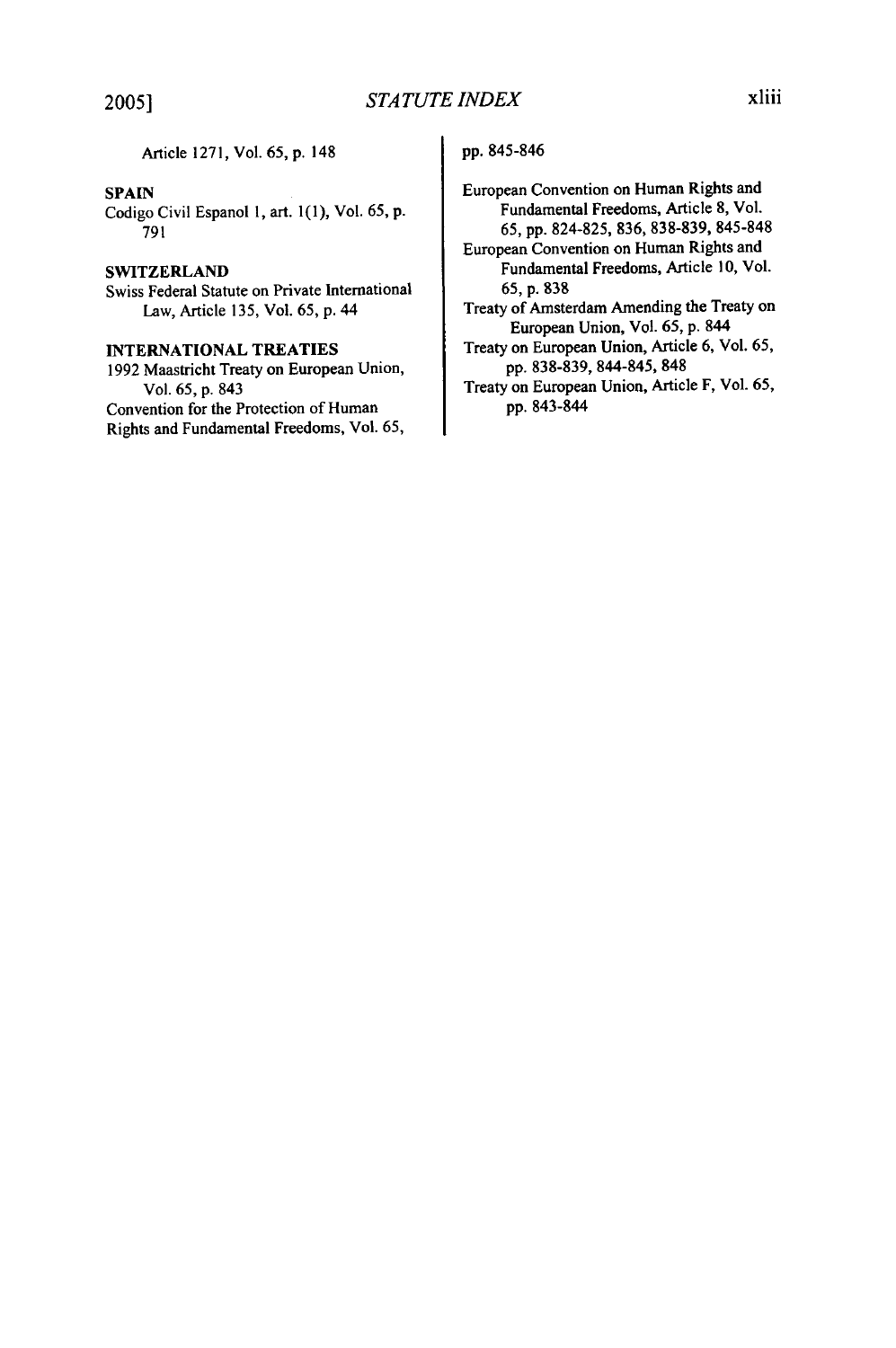Article 1271, Vol. 65, p. 148

**SPAIN**

Codigo Civil Espanol 1, art. 1(1), Vol. 65, p. 791

**SWITZERLAND**

Swiss Federal Statute on Private International Law, Article 135, Vol. 65, p. 44

**INTERNATIONAL TREATIES**

1992 Maastricht Treaty on European Union, Vol. 65, p. 843

Convention for the Protection of Human Rights and Fundamental Freedoms, Vol. 65, pp. 845-846

European Convention on Human Rights and Fundamental Freedoms, Article 8, Vol. 65, pp. 824-825, 836, 838-839, 845-848

European Convention on Human Rights and Fundamental Freedoms, Article 10, Vol. 65, p. 838

Treaty of Amsterdam Amending the Treaty on European Union, Vol. 65, p. 844

Treaty on European Union, Article 6, Vol. 65, pp. 838-839, 844-845, 848

Treaty on European Union, Article F, Vol. 65, pp. 843-844